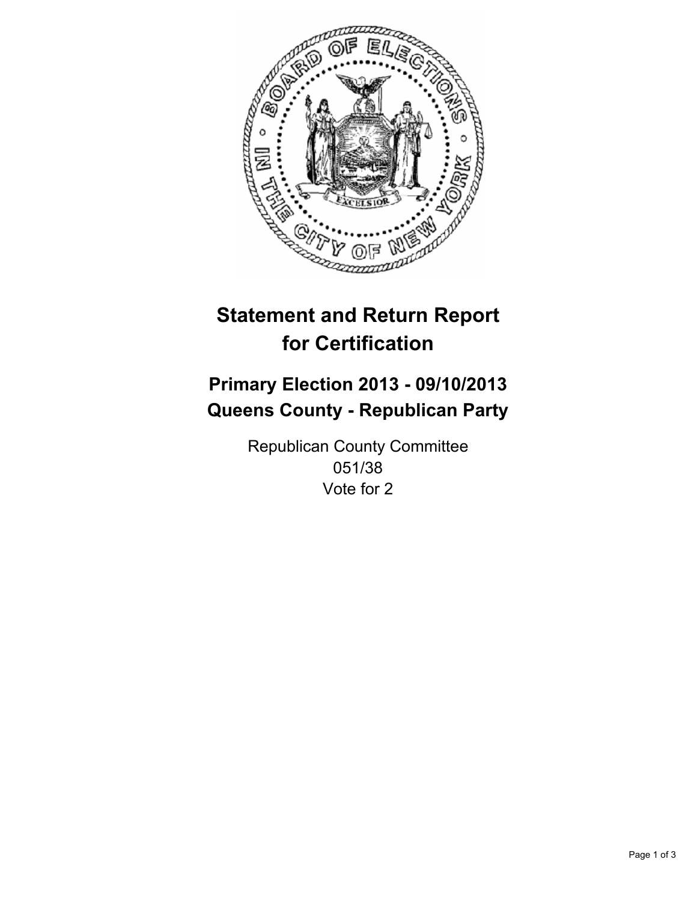# Statement and Return Report for Certification

## Primary Election 2013 - 09/10/2013
## Queens County - Republican Party

Republican County Committee
051/38
Vote for 2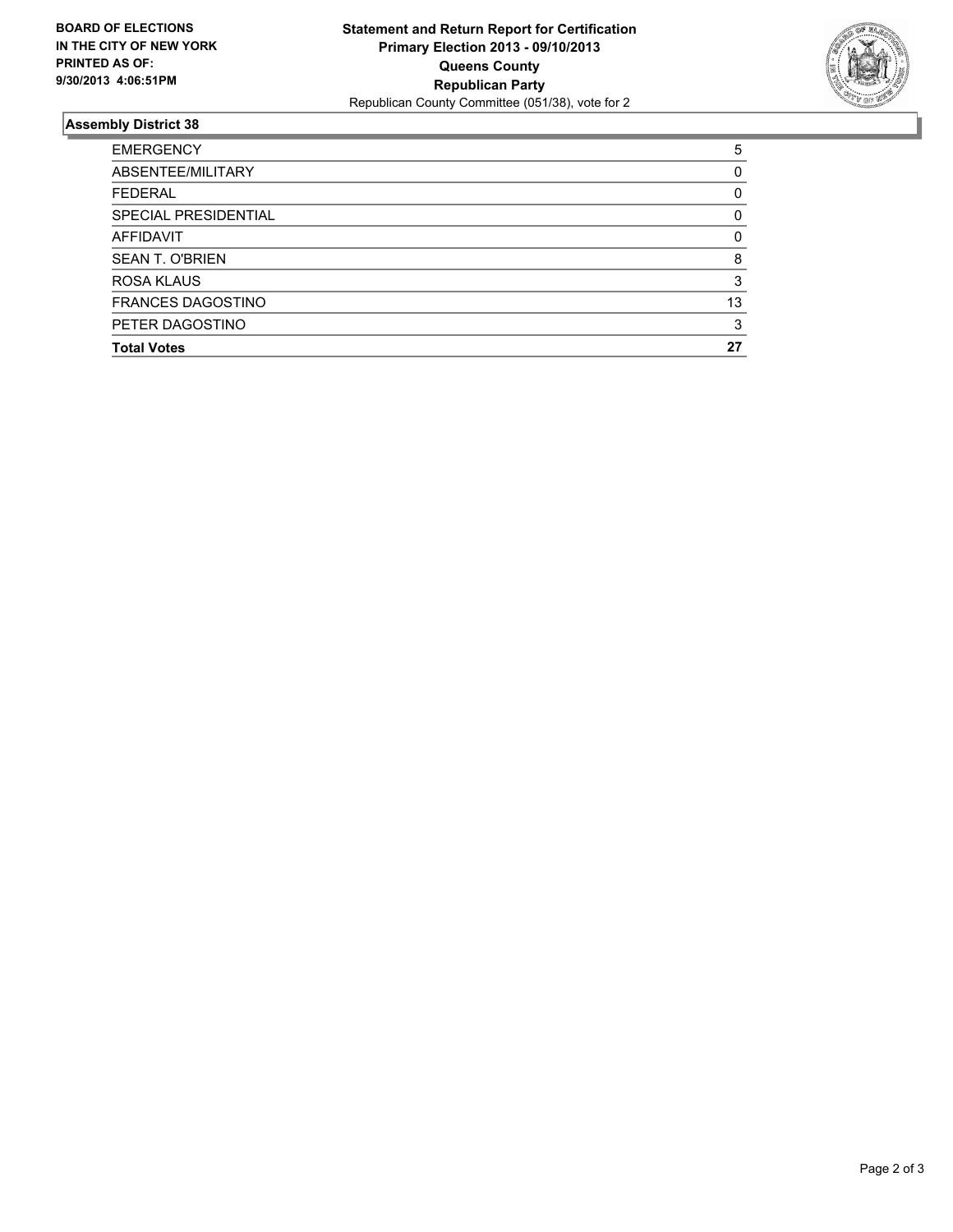**BOARD OF ELECTIONS IN THE CITY OF NEW YORK PRINTED AS OF: 9/30/2013 4:06:51PM**

**Statement and Return Report for Certification**
**Primary Election 2013 - 09/10/2013**
**Queens County**
**Republican Party**
Republican County Committee (051/38), vote for 2

### Assembly District 38

| | |
|---|---|
| EMERGENCY | 5 |
| ABSENTEE/MILITARY | 0 |
| FEDERAL | 0 |
| SPECIAL PRESIDENTIAL | 0 |
| AFFIDAVIT | 0 |
| SEAN T. O'BRIEN | 8 |
| ROSA KLAUS | 3 |
| FRANCES DAGOSTINO | 13 |
| PETER DAGOSTINO | 3 |
| **Total Votes** | **27** |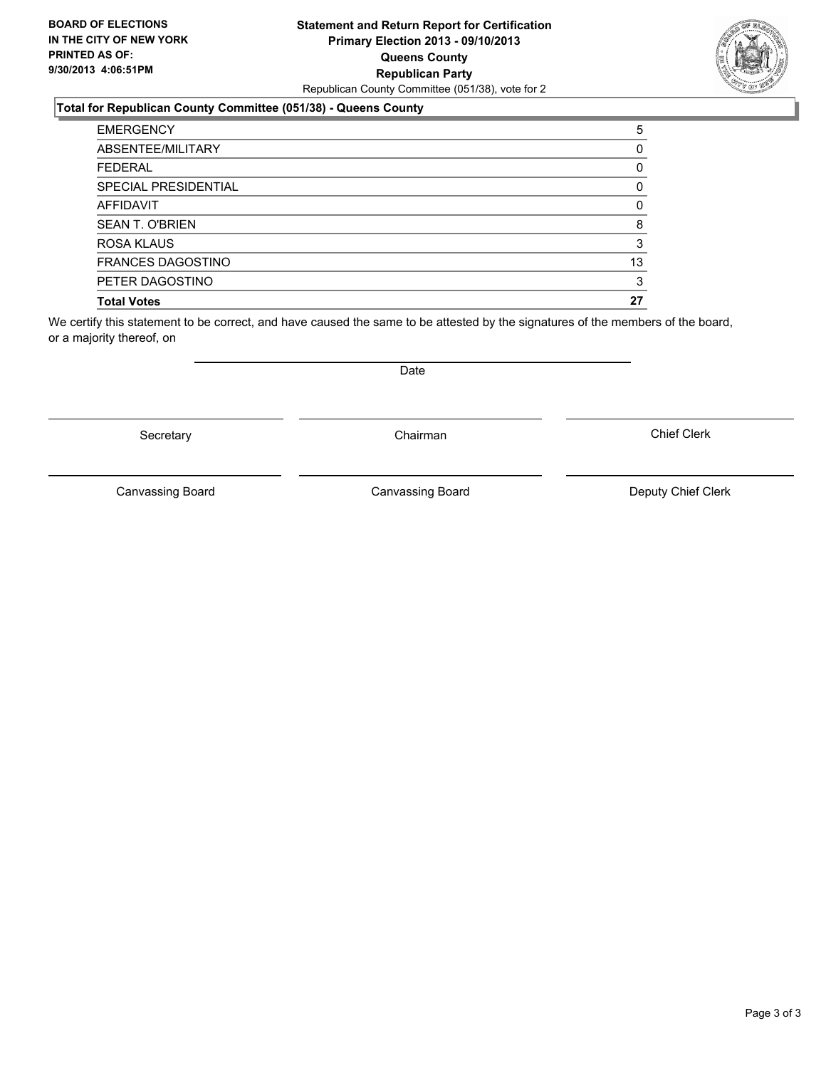**BOARD OF ELECTIONS IN THE CITY OF NEW YORK PRINTED AS OF: 9/30/2013 4:06:51PM**

**Statement and Return Report for Certification Primary Election 2013 - 09/10/2013 Queens County Republican Party**

Republican County Committee (051/38), vote for 2

### Total for Republican County Committee (051/38) - Queens County

| | |
|---|---|
| EMERGENCY | 5 |
| ABSENTEE/MILITARY | 0 |
| FEDERAL | 0 |
| SPECIAL PRESIDENTIAL | 0 |
| AFFIDAVIT | 0 |
| SEAN T. O'BRIEN | 8 |
| ROSA KLAUS | 3 |
| FRANCES DAGOSTINO | 13 |
| PETER DAGOSTINO | 3 |
| **Total Votes** | **27** |

We certify this statement to be correct, and have caused the same to be attested by the signatures of the members of the board, or a majority thereof, on

Date

Secretary

Chairman

Chief Clerk

Canvassing Board

Canvassing Board

Deputy Chief Clerk